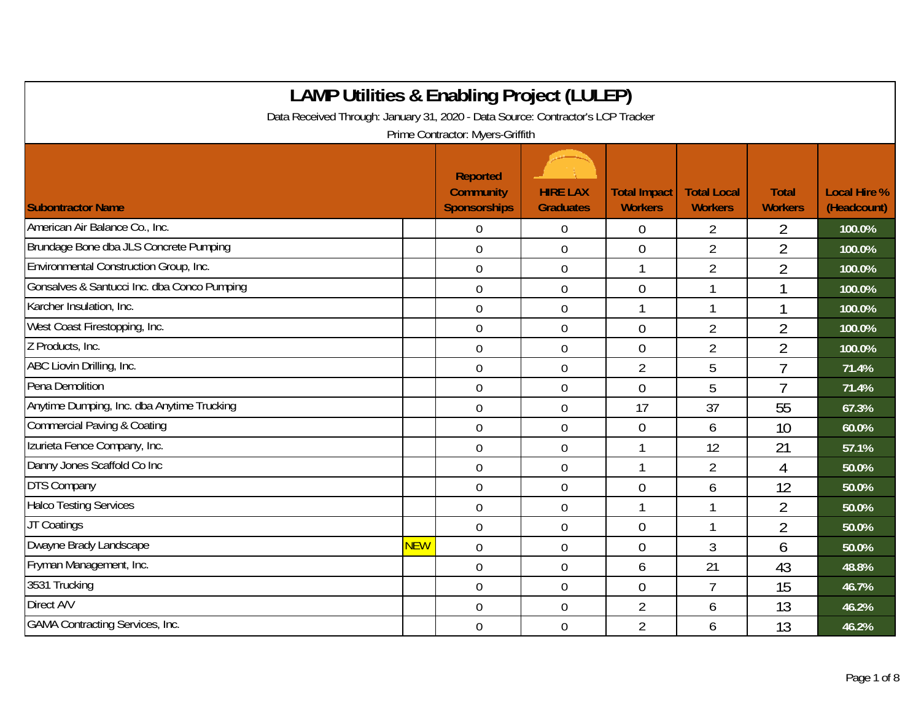# LAMP Utilities & Enabling Project (LULEP)

Data Received Through: January 31, 2020 - Data Source: Contractor's LCP Tracker

Prime Contractor: Myers-Griffith

| Subontractor Name | | Reported Community Sponsorships | HIRE LAX Graduates | Total Impact Workers | Total Local Workers | Total Workers | Local Hire % (Headcount) |
|---|---|---|---|---|---|---|---|
| American Air Balance Co., Inc. | | 0 | 0 | 0 | 2 | 2 | 100.0% |
| Brundage Bone dba JLS Concrete Pumping | | 0 | 0 | 0 | 2 | 2 | 100.0% |
| Environmental Construction Group, Inc. | | 0 | 0 | 1 | 2 | 2 | 100.0% |
| Gonsalves & Santucci Inc. dba Conco Pumping | | 0 | 0 | 0 | 1 | 1 | 100.0% |
| Karcher Insulation, Inc. | | 0 | 0 | 1 | 1 | 1 | 100.0% |
| West Coast Firestopping, Inc. | | 0 | 0 | 0 | 2 | 2 | 100.0% |
| Z Products, Inc. | | 0 | 0 | 0 | 2 | 2 | 100.0% |
| ABC Liovin Drilling, Inc. | | 0 | 0 | 2 | 5 | 7 | 71.4% |
| Pena Demolition | | 0 | 0 | 0 | 5 | 7 | 71.4% |
| Anytime Dumping, Inc. dba Anytime Trucking | | 0 | 0 | 17 | 37 | 55 | 67.3% |
| Commercial Paving & Coating | | 0 | 0 | 0 | 6 | 10 | 60.0% |
| Izurieta Fence Company, Inc. | | 0 | 0 | 1 | 12 | 21 | 57.1% |
| Danny Jones Scaffold Co Inc | | 0 | 0 | 1 | 2 | 4 | 50.0% |
| DTS Company | | 0 | 0 | 0 | 6 | 12 | 50.0% |
| Halco Testing Services | | 0 | 0 | 1 | 1 | 2 | 50.0% |
| JT Coatings | | 0 | 0 | 0 | 1 | 2 | 50.0% |
| Dwayne Brady Landscape | NEW | 0 | 0 | 0 | 3 | 6 | 50.0% |
| Fryman Management, Inc. | | 0 | 0 | 6 | 21 | 43 | 48.8% |
| 3531 Trucking | | 0 | 0 | 0 | 7 | 15 | 46.7% |
| Direct A/V | | 0 | 0 | 2 | 6 | 13 | 46.2% |
| GAMA Contracting Services, Inc. | | 0 | 0 | 2 | 6 | 13 | 46.2% |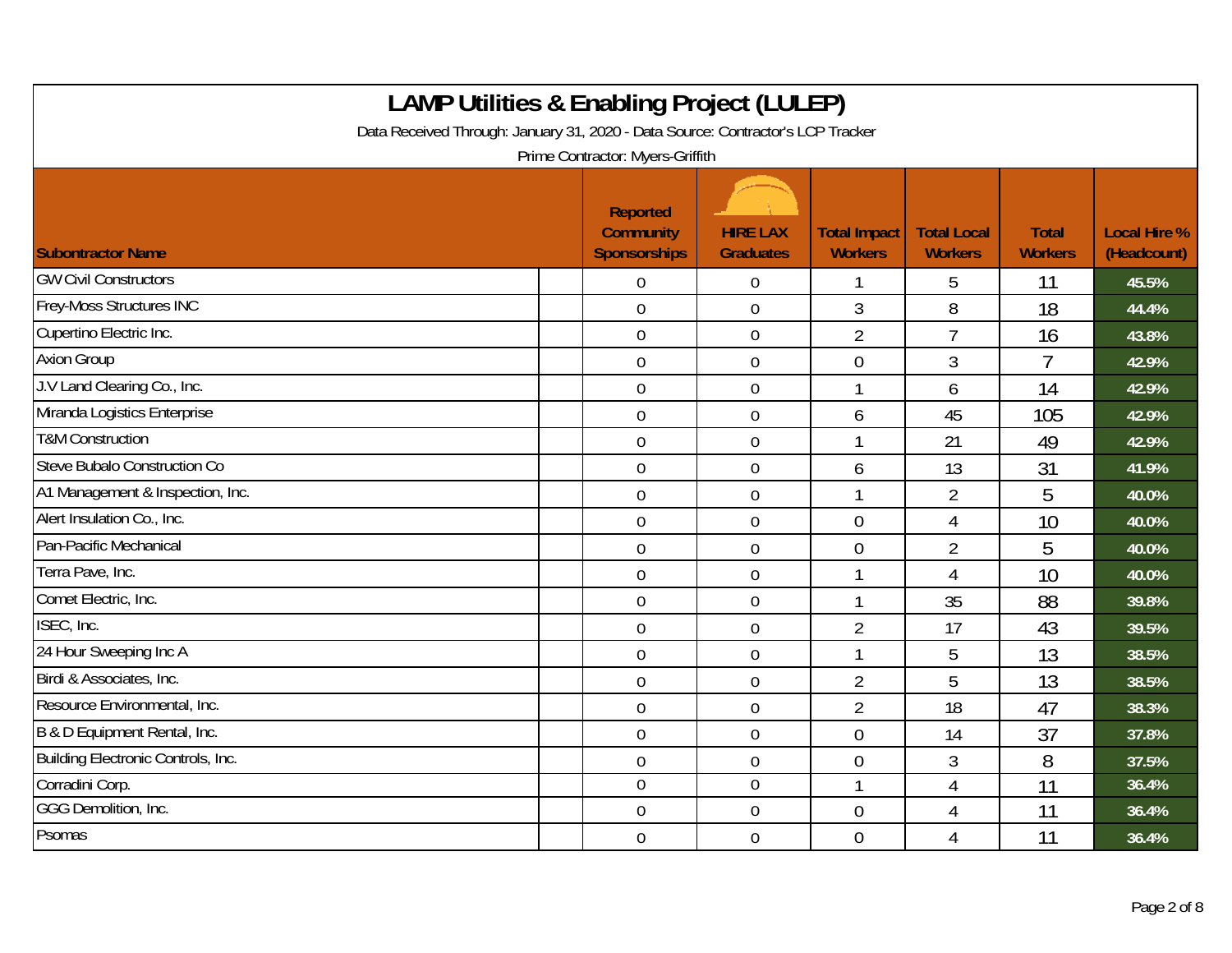# LAMP Utilities & Enabling Project (LULEP)

Data Received Through: January 31, 2020 - Data Source: Contractor's LCP Tracker

Prime Contractor: Myers-Griffith

| Subontractor Name | Reported Community Sponsorships | HIRE LAX Graduates | Total Impact Workers | Total Local Workers | Total Workers | Local Hire % (Headcount) |
|---|---|---|---|---|---|---|
| GW Civil Constructors | 0 | 0 | 1 | 5 | 11 | 45.5% |
| Frey-Moss Structures INC | 0 | 0 | 3 | 8 | 18 | 44.4% |
| Cupertino Electric Inc. | 0 | 0 | 2 | 7 | 16 | 43.8% |
| Axion Group | 0 | 0 | 0 | 3 | 7 | 42.9% |
| J.V Land Clearing Co., Inc. | 0 | 0 | 1 | 6 | 14 | 42.9% |
| Miranda Logistics Enterprise | 0 | 0 | 6 | 45 | 105 | 42.9% |
| T&M Construction | 0 | 0 | 1 | 21 | 49 | 42.9% |
| Steve Bubalo Construction Co | 0 | 0 | 6 | 13 | 31 | 41.9% |
| A1 Management & Inspection, Inc. | 0 | 0 | 1 | 2 | 5 | 40.0% |
| Alert Insulation Co., Inc. | 0 | 0 | 0 | 4 | 10 | 40.0% |
| Pan-Pacific Mechanical | 0 | 0 | 0 | 2 | 5 | 40.0% |
| Terra Pave, Inc. | 0 | 0 | 1 | 4 | 10 | 40.0% |
| Comet Electric, Inc. | 0 | 0 | 1 | 35 | 88 | 39.8% |
| ISEC, Inc. | 0 | 0 | 2 | 17 | 43 | 39.5% |
| 24 Hour Sweeping Inc A | 0 | 0 | 1 | 5 | 13 | 38.5% |
| Birdi & Associates, Inc. | 0 | 0 | 2 | 5 | 13 | 38.5% |
| Resource Environmental, Inc. | 0 | 0 | 2 | 18 | 47 | 38.3% |
| B & D Equipment Rental, Inc. | 0 | 0 | 0 | 14 | 37 | 37.8% |
| Building Electronic Controls, Inc. | 0 | 0 | 0 | 3 | 8 | 37.5% |
| Corradini Corp. | 0 | 0 | 1 | 4 | 11 | 36.4% |
| GGG Demolition, Inc. | 0 | 0 | 0 | 4 | 11 | 36.4% |
| Psomas | 0 | 0 | 0 | 4 | 11 | 36.4% |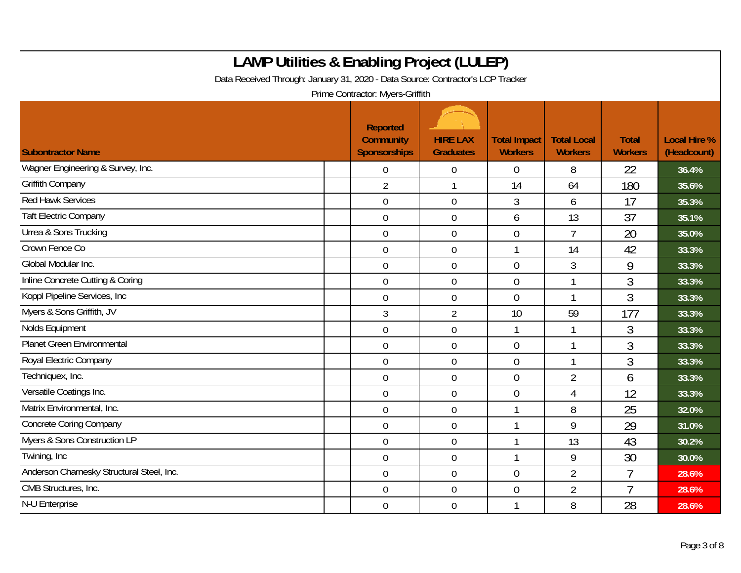# LAMP Utilities & Enabling Project (LULEP)

Data Received Through: January 31, 2020 - Data Source: Contractor's LCP Tracker

Prime Contractor: Myers-Griffith

| Subontractor Name | Reported Community Sponsorships | HIRE LAX Graduates | Total Impact Workers | Total Local Workers | Total Workers | Local Hire % (Headcount) |
|---|---|---|---|---|---|---|
| Wagner Engineering & Survey, Inc. | 0 | 0 | 0 | 8 | 22 | 36.4% |
| Griffith Company | 2 | 1 | 14 | 64 | 180 | 35.6% |
| Red Hawk Services | 0 | 0 | 3 | 6 | 17 | 35.3% |
| Taft Electric Company | 0 | 0 | 6 | 13 | 37 | 35.1% |
| Urrea & Sons Trucking | 0 | 0 | 0 | 7 | 20 | 35.0% |
| Crown Fence Co | 0 | 0 | 1 | 14 | 42 | 33.3% |
| Global Modular Inc. | 0 | 0 | 0 | 3 | 9 | 33.3% |
| Inline Concrete Cutting & Coring | 0 | 0 | 0 | 1 | 3 | 33.3% |
| Koppl Pipeline Services, Inc | 0 | 0 | 0 | 1 | 3 | 33.3% |
| Myers & Sons Griffith, JV | 3 | 2 | 10 | 59 | 177 | 33.3% |
| Nolds Equipment | 0 | 0 | 1 | 1 | 3 | 33.3% |
| Planet Green Environmental | 0 | 0 | 0 | 1 | 3 | 33.3% |
| Royal Electric Company | 0 | 0 | 0 | 1 | 3 | 33.3% |
| Techniquex, Inc. | 0 | 0 | 0 | 2 | 6 | 33.3% |
| Versatile Coatings Inc. | 0 | 0 | 0 | 4 | 12 | 33.3% |
| Matrix Environmental, Inc. | 0 | 0 | 1 | 8 | 25 | 32.0% |
| Concrete Coring Company | 0 | 0 | 1 | 9 | 29 | 31.0% |
| Myers & Sons Construction LP | 0 | 0 | 1 | 13 | 43 | 30.2% |
| Twining, Inc | 0 | 0 | 1 | 9 | 30 | 30.0% |
| Anderson Charnesky Structural Steel, Inc. | 0 | 0 | 0 | 2 | 7 | 28.6% |
| CMB Structures, Inc. | 0 | 0 | 0 | 2 | 7 | 28.6% |
| N-U Enterprise | 0 | 0 | 1 | 8 | 28 | 28.6% |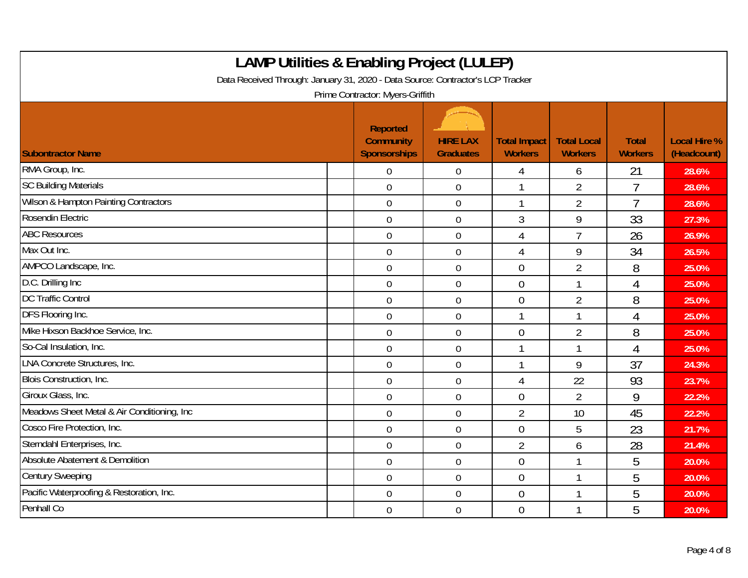# LAMP Utilities & Enabling Project (LULEP)

Data Received Through: January 31, 2020 - Data Source: Contractor's LCP Tracker

Prime Contractor: Myers-Griffith

| Subontractor Name | Reported Community Sponsorships | HIRE LAX Graduates | Total Impact Workers | Total Local Workers | Total Workers | Local Hire % (Headcount) |
|---|---|---|---|---|---|---|
| RMA Group, Inc. | 0 | 0 | 4 | 6 | 21 | 28.6% |
| SC Building Materials | 0 | 0 | 1 | 2 | 7 | 28.6% |
| Wilson & Hampton Painting Contractors | 0 | 0 | 1 | 2 | 7 | 28.6% |
| Rosendin Electric | 0 | 0 | 3 | 9 | 33 | 27.3% |
| ABC Resources | 0 | 0 | 4 | 7 | 26 | 26.9% |
| Max Out Inc. | 0 | 0 | 4 | 9 | 34 | 26.5% |
| AMPCO Landscape, Inc. | 0 | 0 | 0 | 2 | 8 | 25.0% |
| D.C. Drilling Inc | 0 | 0 | 0 | 1 | 4 | 25.0% |
| DC Traffic Control | 0 | 0 | 0 | 2 | 8 | 25.0% |
| DFS Flooring Inc. | 0 | 0 | 1 | 1 | 4 | 25.0% |
| Mike Hixson Backhoe Service, Inc. | 0 | 0 | 0 | 2 | 8 | 25.0% |
| So-Cal Insulation, Inc. | 0 | 0 | 1 | 1 | 4 | 25.0% |
| LNA Concrete Structures, Inc. | 0 | 0 | 1 | 9 | 37 | 24.3% |
| Blois Construction, Inc. | 0 | 0 | 4 | 22 | 93 | 23.7% |
| Giroux Glass, Inc. | 0 | 0 | 0 | 2 | 9 | 22.2% |
| Meadows Sheet Metal & Air Conditioning, Inc | 0 | 0 | 2 | 10 | 45 | 22.2% |
| Cosco Fire Protection, Inc. | 0 | 0 | 0 | 5 | 23 | 21.7% |
| Sterndahl Enterprises, Inc. | 0 | 0 | 2 | 6 | 28 | 21.4% |
| Absolute Abatement & Demolition | 0 | 0 | 0 | 1 | 5 | 20.0% |
| Century Sweeping | 0 | 0 | 0 | 1 | 5 | 20.0% |
| Pacific Waterproofing & Restoration, Inc. | 0 | 0 | 0 | 1 | 5 | 20.0% |
| Penhall Co | 0 | 0 | 0 | 1 | 5 | 20.0% |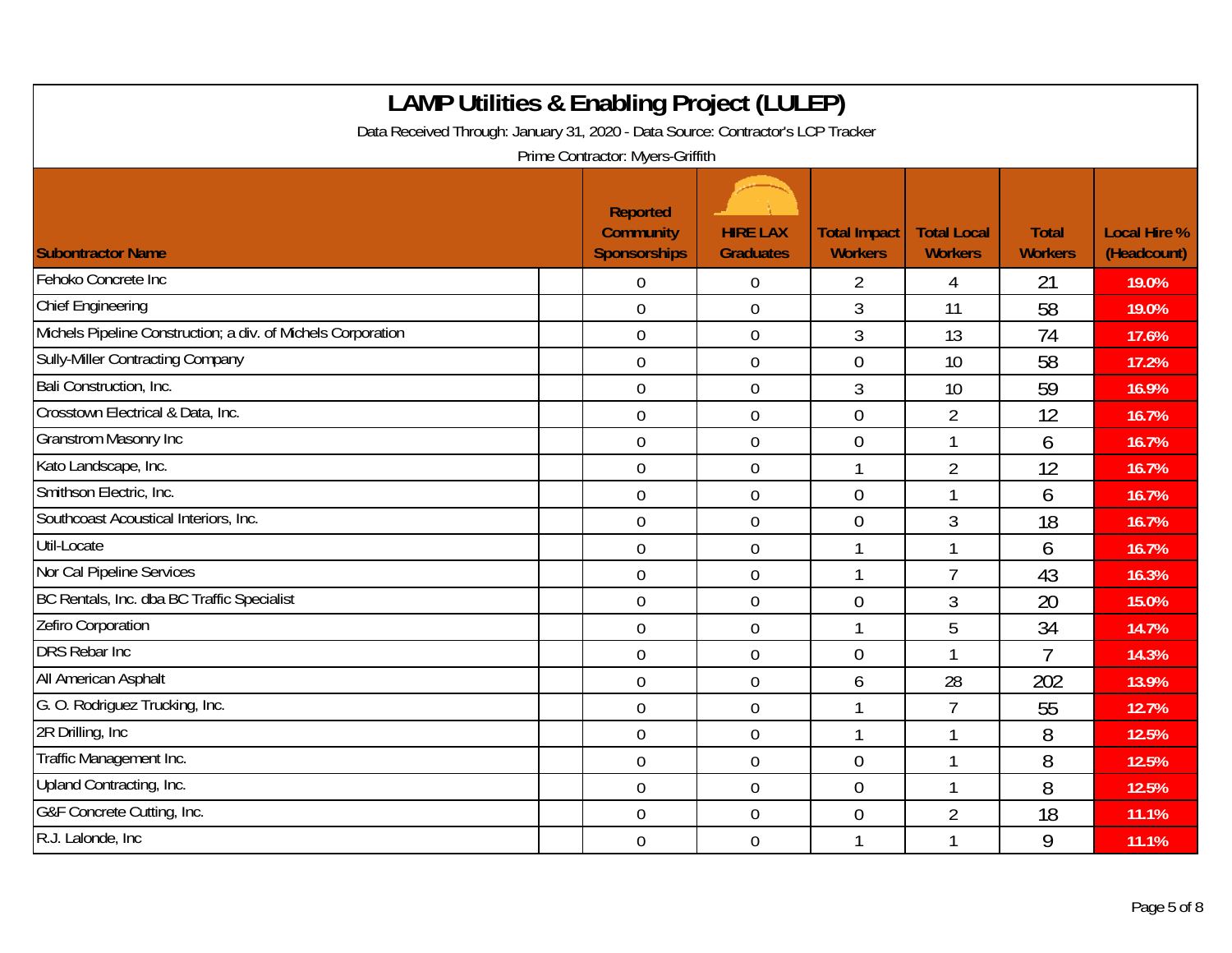# LAMP Utilities & Enabling Project (LULEP)

Data Received Through: January 31, 2020 - Data Source: Contractor's LCP Tracker

Prime Contractor: Myers-Griffith

| Subontractor Name | Reported Community Sponsorships | HIRE LAX Graduates | Total Impact Workers | Total Local Workers | Total Workers | Local Hire % (Headcount) |
|---|---|---|---|---|---|---|
| Fehoko Concrete Inc | 0 | 0 | 2 | 4 | 21 | 19.0% |
| Chief Engineering | 0 | 0 | 3 | 11 | 58 | 19.0% |
| Michels Pipeline Construction; a div. of Michels Corporation | 0 | 0 | 3 | 13 | 74 | 17.6% |
| Sully-Miller Contracting Company | 0 | 0 | 0 | 10 | 58 | 17.2% |
| Bali Construction, Inc. | 0 | 0 | 3 | 10 | 59 | 16.9% |
| Crosstown Electrical & Data, Inc. | 0 | 0 | 0 | 2 | 12 | 16.7% |
| Granstrom Masonry Inc | 0 | 0 | 0 | 1 | 6 | 16.7% |
| Kato Landscape, Inc. | 0 | 0 | 1 | 2 | 12 | 16.7% |
| Smithson Electric, Inc. | 0 | 0 | 0 | 1 | 6 | 16.7% |
| Southcoast Acoustical Interiors, Inc. | 0 | 0 | 0 | 3 | 18 | 16.7% |
| Util-Locate | 0 | 0 | 1 | 1 | 6 | 16.7% |
| Nor Cal Pipeline Services | 0 | 0 | 1 | 7 | 43 | 16.3% |
| BC Rentals, Inc. dba BC Traffic Specialist | 0 | 0 | 0 | 3 | 20 | 15.0% |
| Zefiro Corporation | 0 | 0 | 1 | 5 | 34 | 14.7% |
| DRS Rebar Inc | 0 | 0 | 0 | 1 | 7 | 14.3% |
| All American Asphalt | 0 | 0 | 6 | 28 | 202 | 13.9% |
| G. O. Rodriguez Trucking, Inc. | 0 | 0 | 1 | 7 | 55 | 12.7% |
| 2R Drilling, Inc | 0 | 0 | 1 | 1 | 8 | 12.5% |
| Traffic Management Inc. | 0 | 0 | 0 | 1 | 8 | 12.5% |
| Upland Contracting, Inc. | 0 | 0 | 0 | 1 | 8 | 12.5% |
| G&F Concrete Cutting, Inc. | 0 | 0 | 0 | 2 | 18 | 11.1% |
| R.J. Lalonde, Inc | 0 | 0 | 1 | 1 | 9 | 11.1% |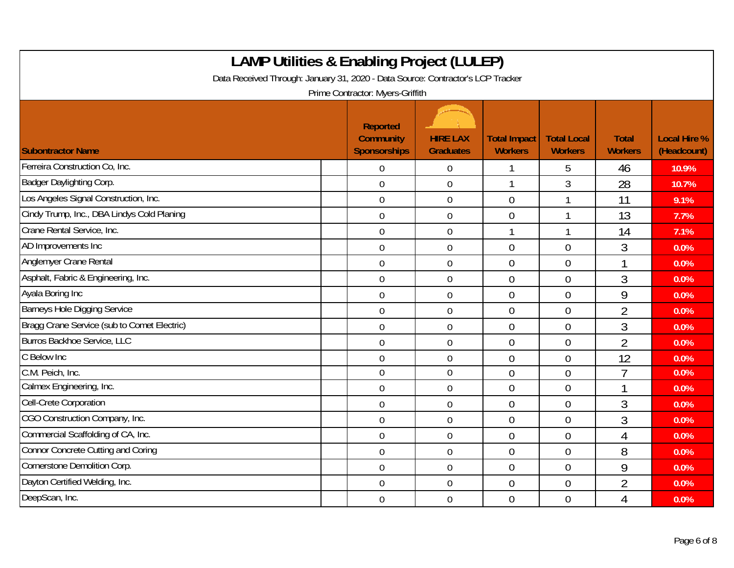# LAMP Utilities & Enabling Project (LULEP)

Data Received Through: January 31, 2020 - Data Source: Contractor's LCP Tracker

Prime Contractor: Myers-Griffith

| Subontractor Name | Reported Community Sponsorships | HIRE LAX Graduates | Total Impact Workers | Total Local Workers | Total Workers | Local Hire % (Headcount) |
|---|---|---|---|---|---|---|
| Ferreira Construction Co, Inc. | 0 | 0 | 1 | 5 | 46 | 10.9% |
| Badger Daylighting Corp. | 0 | 0 | 1 | 3 | 28 | 10.7% |
| Los Angeles Signal Construction, Inc. | 0 | 0 | 0 | 1 | 11 | 9.1% |
| Cindy Trump, Inc., DBA Lindys Cold Planing | 0 | 0 | 0 | 1 | 13 | 7.7% |
| Crane Rental Service, Inc. | 0 | 0 | 1 | 1 | 14 | 7.1% |
| AD Improvements Inc | 0 | 0 | 0 | 0 | 3 | 0.0% |
| Anglemyer Crane Rental | 0 | 0 | 0 | 0 | 1 | 0.0% |
| Asphalt, Fabric & Engineering, Inc. | 0 | 0 | 0 | 0 | 3 | 0.0% |
| Ayala Boring Inc | 0 | 0 | 0 | 0 | 9 | 0.0% |
| Barneys Hole Digging Service | 0 | 0 | 0 | 0 | 2 | 0.0% |
| Bragg Crane Service (sub to Comet Electric) | 0 | 0 | 0 | 0 | 3 | 0.0% |
| Burros Backhoe Service, LLC | 0 | 0 | 0 | 0 | 2 | 0.0% |
| C Below Inc | 0 | 0 | 0 | 0 | 12 | 0.0% |
| C.M. Peich, Inc. | 0 | 0 | 0 | 0 | 7 | 0.0% |
| Calmex Engineering, Inc. | 0 | 0 | 0 | 0 | 1 | 0.0% |
| Cell-Crete Corporation | 0 | 0 | 0 | 0 | 3 | 0.0% |
| CGO Construction Company, Inc. | 0 | 0 | 0 | 0 | 3 | 0.0% |
| Commercial Scaffolding of CA, Inc. | 0 | 0 | 0 | 0 | 4 | 0.0% |
| Connor Concrete Cutting and Coring | 0 | 0 | 0 | 0 | 8 | 0.0% |
| Cornerstone Demolition Corp. | 0 | 0 | 0 | 0 | 9 | 0.0% |
| Dayton Certified Welding, Inc. | 0 | 0 | 0 | 0 | 2 | 0.0% |
| DeepScan, Inc. | 0 | 0 | 0 | 0 | 4 | 0.0% |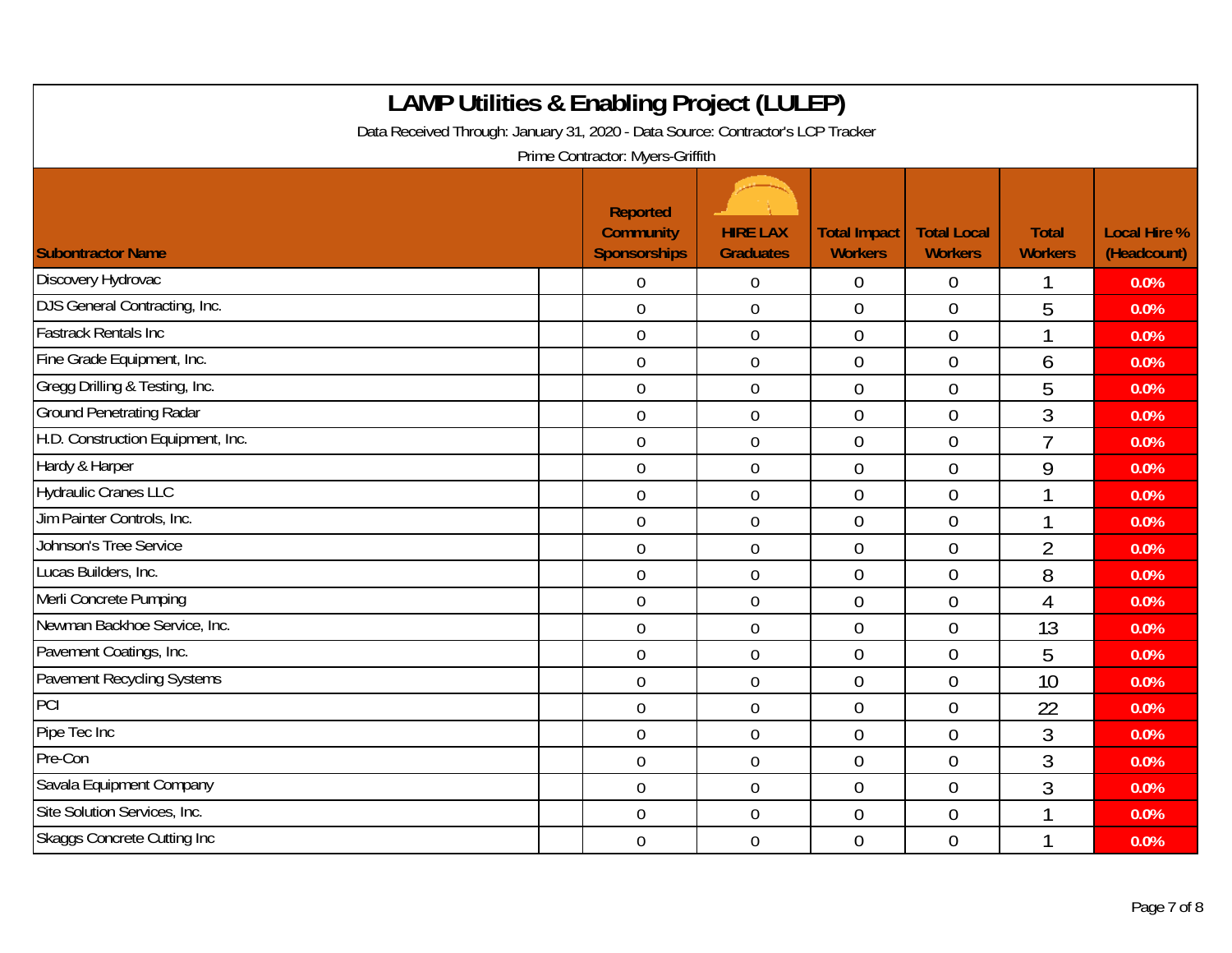# LAMP Utilities & Enabling Project (LULEP)

Data Received Through: January 31, 2020 - Data Source: Contractor's LCP Tracker

Prime Contractor: Myers-Griffith

| Subontractor Name | Reported Community Sponsorships | HIRE LAX Graduates | Total Impact Workers | Total Local Workers | Total Workers | Local Hire % (Headcount) |
|---|---|---|---|---|---|---|
| Discovery Hydrovac | 0 | 0 | 0 | 0 | 1 | 0.0% |
| DJS General Contracting, Inc. | 0 | 0 | 0 | 0 | 5 | 0.0% |
| Fastrack Rentals Inc | 0 | 0 | 0 | 0 | 1 | 0.0% |
| Fine Grade Equipment, Inc. | 0 | 0 | 0 | 0 | 6 | 0.0% |
| Gregg Drilling & Testing, Inc. | 0 | 0 | 0 | 0 | 5 | 0.0% |
| Ground Penetrating Radar | 0 | 0 | 0 | 0 | 3 | 0.0% |
| H.D. Construction Equipment, Inc. | 0 | 0 | 0 | 0 | 7 | 0.0% |
| Hardy & Harper | 0 | 0 | 0 | 0 | 9 | 0.0% |
| Hydraulic Cranes LLC | 0 | 0 | 0 | 0 | 1 | 0.0% |
| Jim Painter Controls, Inc. | 0 | 0 | 0 | 0 | 1 | 0.0% |
| Johnson's Tree Service | 0 | 0 | 0 | 0 | 2 | 0.0% |
| Lucas Builders, Inc. | 0 | 0 | 0 | 0 | 8 | 0.0% |
| Merli Concrete Pumping | 0 | 0 | 0 | 0 | 4 | 0.0% |
| Newman Backhoe Service, Inc. | 0 | 0 | 0 | 0 | 13 | 0.0% |
| Pavement Coatings, Inc. | 0 | 0 | 0 | 0 | 5 | 0.0% |
| Pavement Recycling Systems | 0 | 0 | 0 | 0 | 10 | 0.0% |
| PCI | 0 | 0 | 0 | 0 | 22 | 0.0% |
| Pipe Tec Inc | 0 | 0 | 0 | 0 | 3 | 0.0% |
| Pre-Con | 0 | 0 | 0 | 0 | 3 | 0.0% |
| Savala Equipment Company | 0 | 0 | 0 | 0 | 3 | 0.0% |
| Site Solution Services, Inc. | 0 | 0 | 0 | 0 | 1 | 0.0% |
| Skaggs Concrete Cutting Inc | 0 | 0 | 0 | 0 | 1 | 0.0% |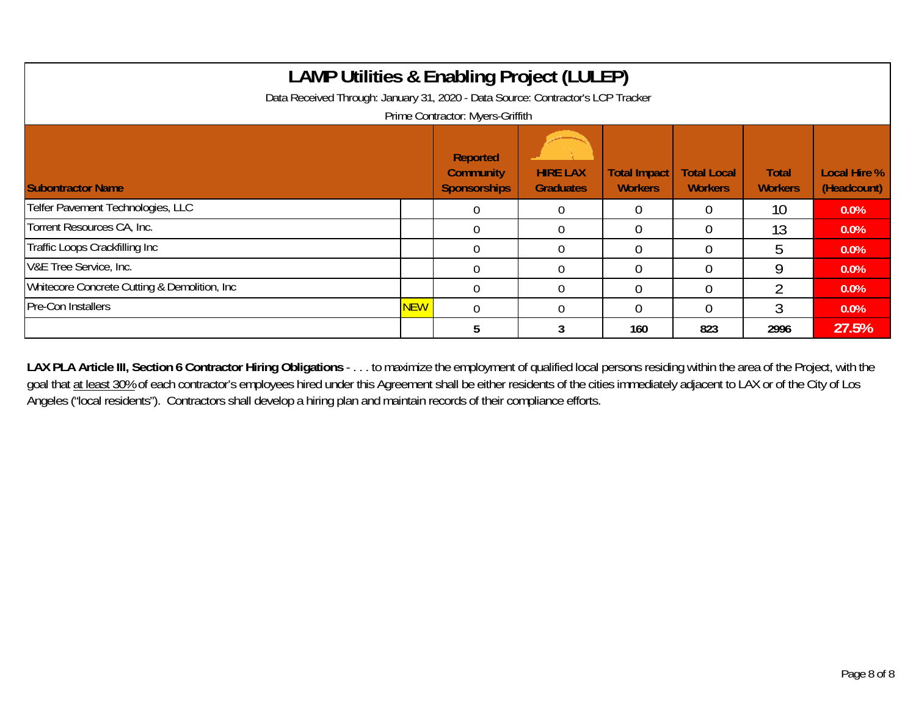# LAMP Utilities & Enabling Project (LULEP)

Data Received Through: January 31, 2020 - Data Source: Contractor's LCP Tracker

Prime Contractor: Myers-Griffith

| Subontractor Name | | Reported Community Sponsorships | HIRE LAX Graduates | Total Impact Workers | Total Local Workers | Total Workers | Local Hire % (Headcount) |
|---|---|---|---|---|---|---|---|
| Telfer Pavement Technologies, LLC | | 0 | 0 | 0 | 0 | 10 | 0.0% |
| Torrent Resources CA, Inc. | | 0 | 0 | 0 | 0 | 13 | 0.0% |
| Traffic Loops Crackfilling Inc | | 0 | 0 | 0 | 0 | 5 | 0.0% |
| V&E Tree Service, Inc. | | 0 | 0 | 0 | 0 | 9 | 0.0% |
| Whitecore Concrete Cutting & Demolition, Inc | | 0 | 0 | 0 | 0 | 2 | 0.0% |
| Pre-Con Installers | NEW | 0 | 0 | 0 | 0 | 3 | 0.0% |
| | | **5** | **3** | **160** | **823** | **2996** | **27.5%** |

**LAX PLA Article III, Section 6 Contractor Hiring Obligations** - . . . to maximize the employment of qualified local persons residing within the area of the Project, with the goal that at least 30% of each contractor's employees hired under this Agreement shall be either residents of the cities immediately adjacent to LAX or of the City of Los Angeles ("local residents"). Contractors shall develop a hiring plan and maintain records of their compliance efforts.